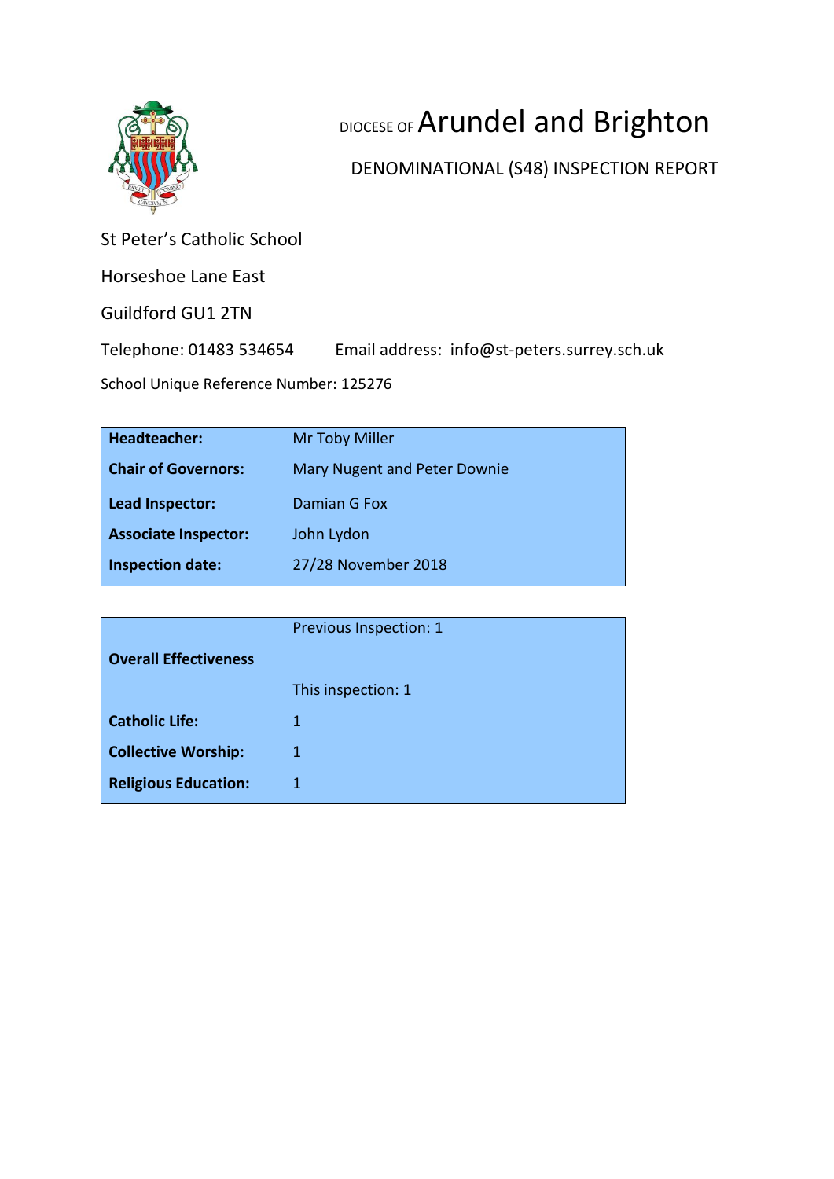# DIOCESE OF Arundel and Brighton

## DENOMINATIONAL (S48) INSPECTION REPORT

St Peter's Catholic School

Horseshoe Lane East

Guildford GU1 2TN

Telephone: 01483 534654 Email address: info@st-peters.surrey.sch.uk

School Unique Reference Number: 125276

| | |
|---|---|
| **Headteacher:** | Mr Toby Miller |
| **Chair of Governors:** | Mary Nugent and Peter Downie |
| **Lead Inspector:** | Damian G Fox |
| **Associate Inspector:** | John Lydon |
| **Inspection date:** | 27/28 November 2018 |

| | |
|---|---|
| **Overall Effectiveness** | Previous Inspection: 1<br>This inspection: 1 |
| **Catholic Life:** | 1 |
| **Collective Worship:** | 1 |
| **Religious Education:** | 1 |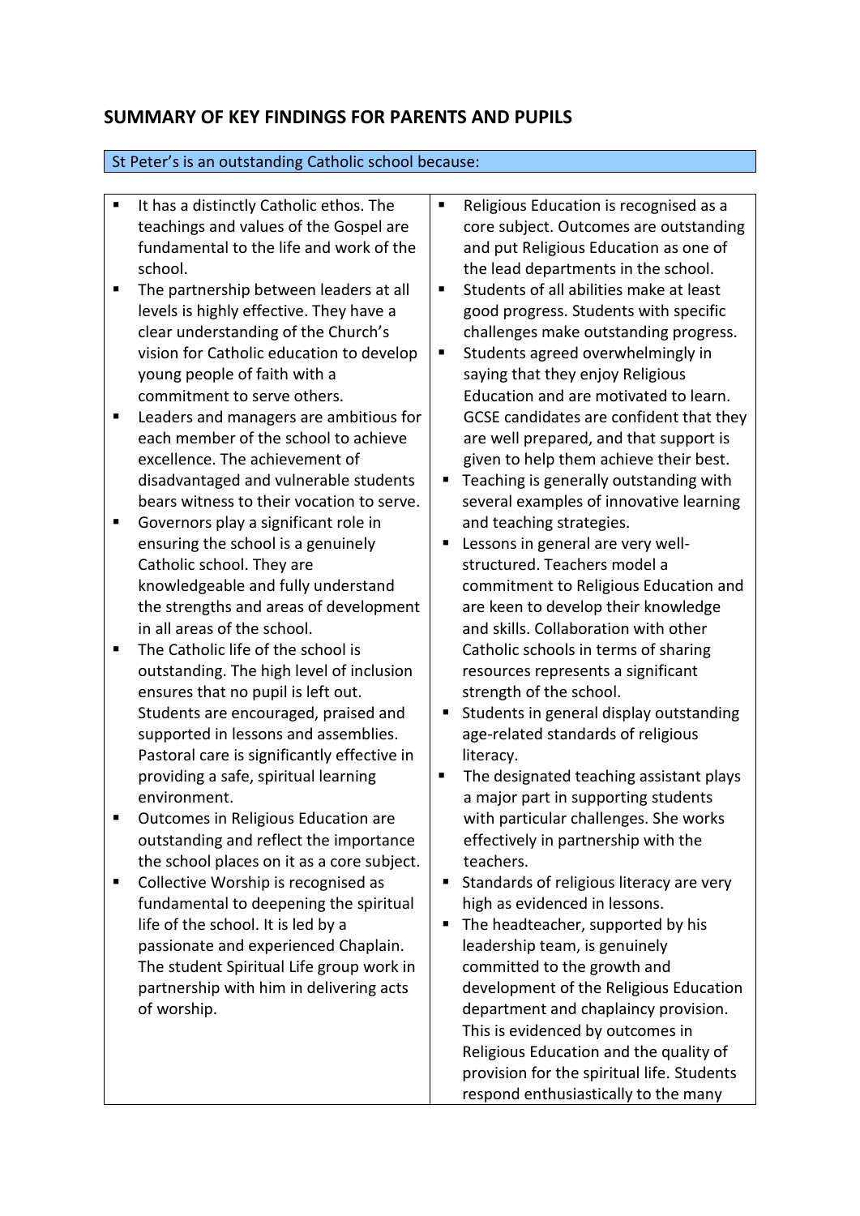## SUMMARY OF KEY FINDINGS FOR PARENTS AND PUPILS

St Peter's is an outstanding Catholic school because:

- It has a distinctly Catholic ethos. The teachings and values of the Gospel are fundamental to the life and work of the school.
- The partnership between leaders at all levels is highly effective. They have a clear understanding of the Church's vision for Catholic education to develop young people of faith with a commitment to serve others.
- Leaders and managers are ambitious for each member of the school to achieve excellence. The achievement of disadvantaged and vulnerable students bears witness to their vocation to serve.
- Governors play a significant role in ensuring the school is a genuinely Catholic school. They are knowledgeable and fully understand the strengths and areas of development in all areas of the school.
- The Catholic life of the school is outstanding. The high level of inclusion ensures that no pupil is left out. Students are encouraged, praised and supported in lessons and assemblies. Pastoral care is significantly effective in providing a safe, spiritual learning environment.
- Outcomes in Religious Education are outstanding and reflect the importance the school places on it as a core subject.
- Collective Worship is recognised as fundamental to deepening the spiritual life of the school. It is led by a passionate and experienced Chaplain. The student Spiritual Life group work in partnership with him in delivering acts of worship.
- Religious Education is recognised as a core subject. Outcomes are outstanding and put Religious Education as one of the lead departments in the school.
- Students of all abilities make at least good progress. Students with specific challenges make outstanding progress.
- Students agreed overwhelmingly in saying that they enjoy Religious Education and are motivated to learn. GCSE candidates are confident that they are well prepared, and that support is given to help them achieve their best.
- Teaching is generally outstanding with several examples of innovative learning and teaching strategies.
- Lessons in general are very well-structured. Teachers model a commitment to Religious Education and are keen to develop their knowledge and skills. Collaboration with other Catholic schools in terms of sharing resources represents a significant strength of the school.
- Students in general display outstanding age-related standards of religious literacy.
- The designated teaching assistant plays a major part in supporting students with particular challenges. She works effectively in partnership with the teachers.
- Standards of religious literacy are very high as evidenced in lessons.
- The headteacher, supported by his leadership team, is genuinely committed to the growth and development of the Religious Education department and chaplaincy provision. This is evidenced by outcomes in Religious Education and the quality of provision for the spiritual life. Students respond enthusiastically to the many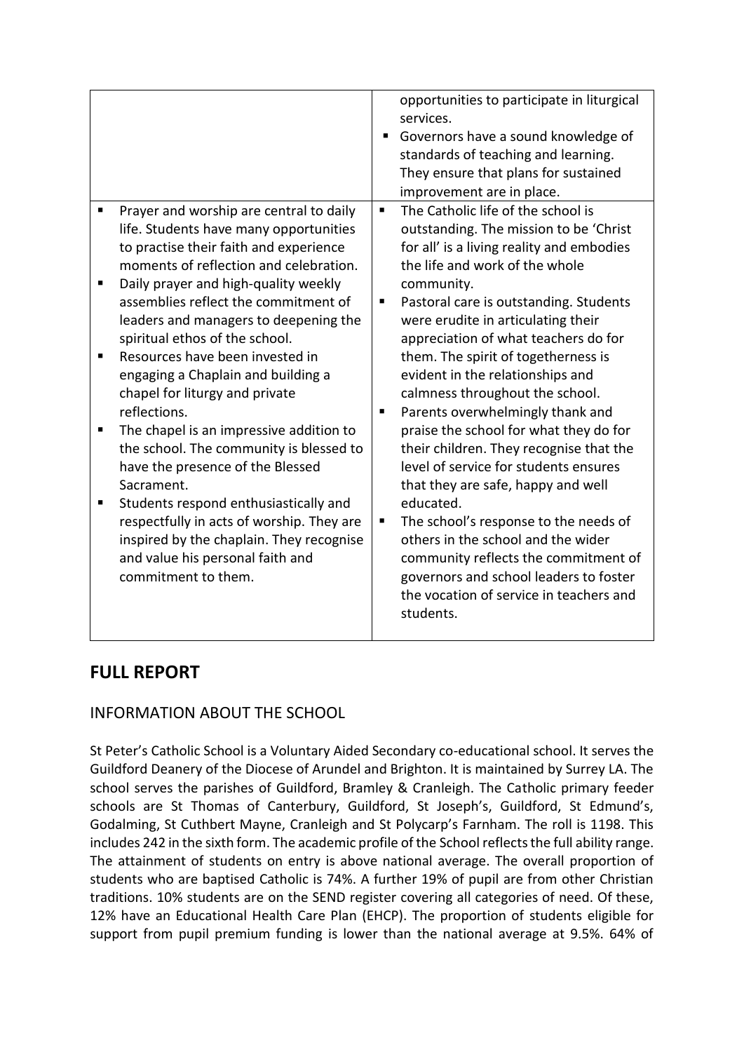| | |
|---|---|
| | ▪ opportunities to participate in liturgical services.<br>▪ Governors have a sound knowledge of standards of teaching and learning. They ensure that plans for sustained improvement are in place. |
| ▪ Prayer and worship are central to daily life. Students have many opportunities to practise their faith and experience moments of reflection and celebration.<br>▪ Daily prayer and high-quality weekly assemblies reflect the commitment of leaders and managers to deepening the spiritual ethos of the school.<br>▪ Resources have been invested in engaging a Chaplain and building a chapel for liturgy and private reflections.<br>▪ The chapel is an impressive addition to the school. The community is blessed to have the presence of the Blessed Sacrament.<br>▪ Students respond enthusiastically and respectfully in acts of worship. They are inspired by the chaplain. They recognise and value his personal faith and commitment to them. | ▪ The Catholic life of the school is outstanding. The mission to be 'Christ for all' is a living reality and embodies the life and work of the whole community.<br>▪ Pastoral care is outstanding. Students were erudite in articulating their appreciation of what teachers do for them. The spirit of togetherness is evident in the relationships and calmness throughout the school.<br>▪ Parents overwhelmingly thank and praise the school for what they do for their children. They recognise that the level of service for students ensures that they are safe, happy and well educated.<br>▪ The school's response to the needs of others in the school and the wider community reflects the commitment of governors and school leaders to foster the vocation of service in teachers and students. |

## FULL REPORT

### INFORMATION ABOUT THE SCHOOL

St Peter's Catholic School is a Voluntary Aided Secondary co-educational school. It serves the Guildford Deanery of the Diocese of Arundel and Brighton. It is maintained by Surrey LA. The school serves the parishes of Guildford, Bramley & Cranleigh. The Catholic primary feeder schools are St Thomas of Canterbury, Guildford, St Joseph's, Guildford, St Edmund's, Godalming, St Cuthbert Mayne, Cranleigh and St Polycarp's Farnham. The roll is 1198. This includes 242 in the sixth form. The academic profile of the School reflects the full ability range. The attainment of students on entry is above national average. The overall proportion of students who are baptised Catholic is 74%. A further 19% of pupil are from other Christian traditions. 10% students are on the SEND register covering all categories of need. Of these, 12% have an Educational Health Care Plan (EHCP). The proportion of students eligible for support from pupil premium funding is lower than the national average at 9.5%. 64% of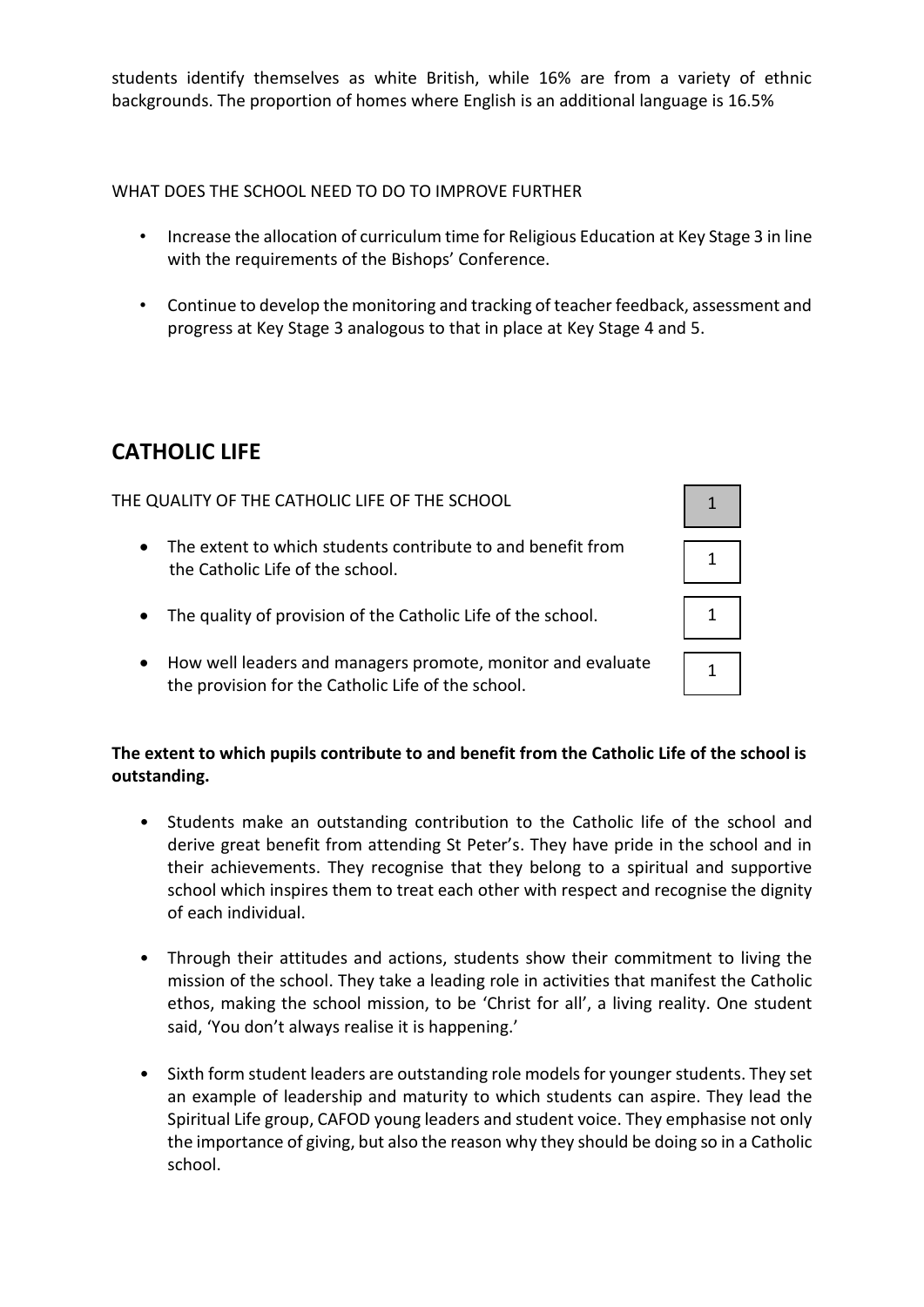students identify themselves as white British, while 16% are from a variety of ethnic backgrounds. The proportion of homes where English is an additional language is 16.5%

WHAT DOES THE SCHOOL NEED TO DO TO IMPROVE FURTHER

- Increase the allocation of curriculum time for Religious Education at Key Stage 3 in line with the requirements of the Bishops' Conference.
- Continue to develop the monitoring and tracking of teacher feedback, assessment and progress at Key Stage 3 analogous to that in place at Key Stage 4 and 5.

## CATHOLIC LIFE

| THE QUALITY OF THE CATHOLIC LIFE OF THE SCHOOL | 1 |
|---|---|
| • The extent to which students contribute to and benefit from the Catholic Life of the school. | 1 |
| • The quality of provision of the Catholic Life of the school. | 1 |
| • How well leaders and managers promote, monitor and evaluate the provision for the Catholic Life of the school. | 1 |

**The extent to which pupils contribute to and benefit from the Catholic Life of the school is outstanding.**

- Students make an outstanding contribution to the Catholic life of the school and derive great benefit from attending St Peter's. They have pride in the school and in their achievements. They recognise that they belong to a spiritual and supportive school which inspires them to treat each other with respect and recognise the dignity of each individual.
- Through their attitudes and actions, students show their commitment to living the mission of the school. They take a leading role in activities that manifest the Catholic ethos, making the school mission, to be 'Christ for all', a living reality. One student said, 'You don't always realise it is happening.'
- Sixth form student leaders are outstanding role models for younger students. They set an example of leadership and maturity to which students can aspire. They lead the Spiritual Life group, CAFOD young leaders and student voice. They emphasise not only the importance of giving, but also the reason why they should be doing so in a Catholic school.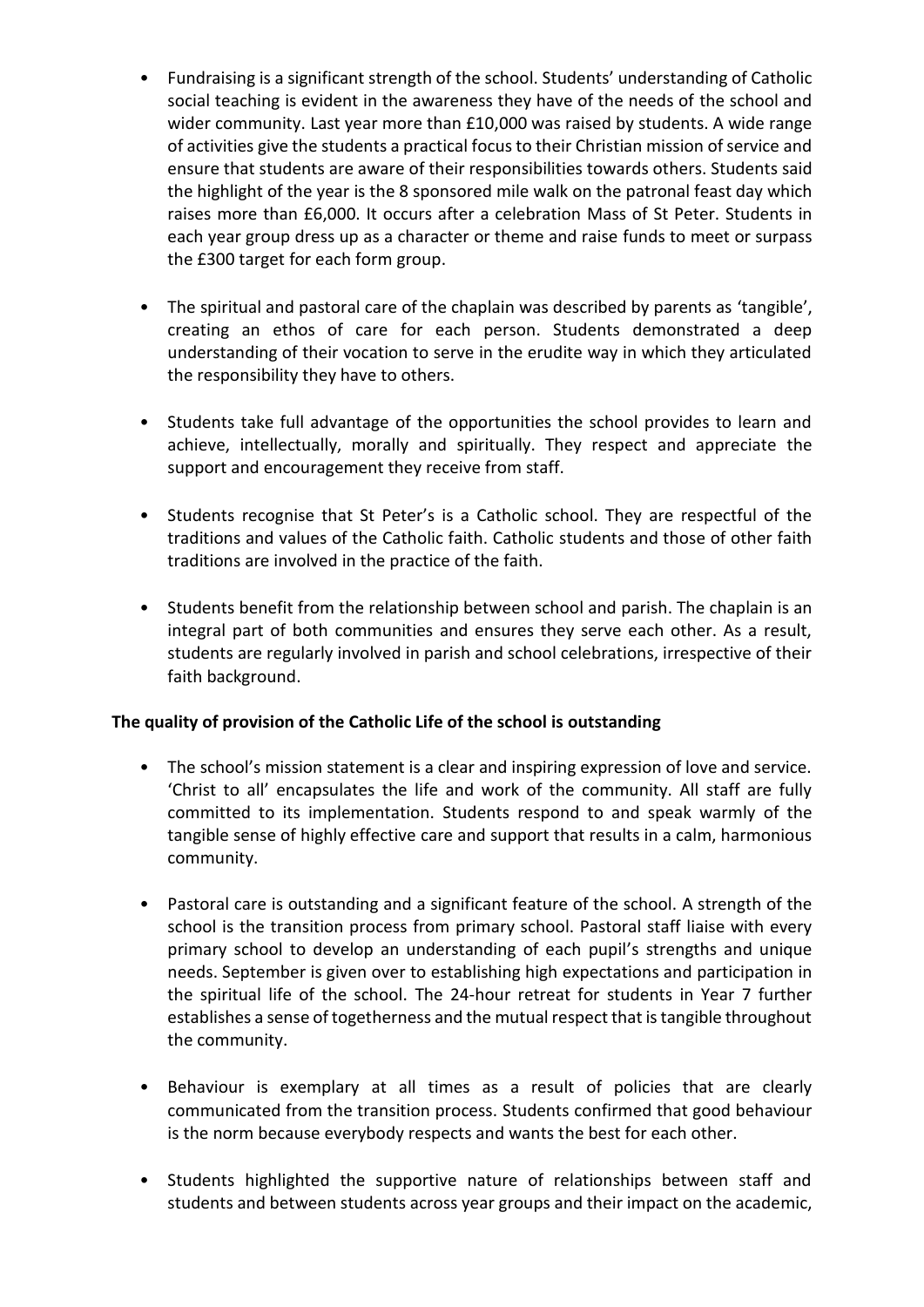- Fundraising is a significant strength of the school. Students' understanding of Catholic social teaching is evident in the awareness they have of the needs of the school and wider community. Last year more than £10,000 was raised by students. A wide range of activities give the students a practical focus to their Christian mission of service and ensure that students are aware of their responsibilities towards others. Students said the highlight of the year is the 8 sponsored mile walk on the patronal feast day which raises more than £6,000. It occurs after a celebration Mass of St Peter. Students in each year group dress up as a character or theme and raise funds to meet or surpass the £300 target for each form group.

- The spiritual and pastoral care of the chaplain was described by parents as 'tangible', creating an ethos of care for each person. Students demonstrated a deep understanding of their vocation to serve in the erudite way in which they articulated the responsibility they have to others.

- Students take full advantage of the opportunities the school provides to learn and achieve, intellectually, morally and spiritually. They respect and appreciate the support and encouragement they receive from staff.

- Students recognise that St Peter's is a Catholic school. They are respectful of the traditions and values of the Catholic faith. Catholic students and those of other faith traditions are involved in the practice of the faith.

- Students benefit from the relationship between school and parish. The chaplain is an integral part of both communities and ensures they serve each other. As a result, students are regularly involved in parish and school celebrations, irrespective of their faith background.

**The quality of provision of the Catholic Life of the school is outstanding**

- The school's mission statement is a clear and inspiring expression of love and service. 'Christ to all' encapsulates the life and work of the community. All staff are fully committed to its implementation. Students respond to and speak warmly of the tangible sense of highly effective care and support that results in a calm, harmonious community.

- Pastoral care is outstanding and a significant feature of the school. A strength of the school is the transition process from primary school. Pastoral staff liaise with every primary school to develop an understanding of each pupil's strengths and unique needs. September is given over to establishing high expectations and participation in the spiritual life of the school. The 24-hour retreat for students in Year 7 further establishes a sense of togetherness and the mutual respect that is tangible throughout the community.

- Behaviour is exemplary at all times as a result of policies that are clearly communicated from the transition process. Students confirmed that good behaviour is the norm because everybody respects and wants the best for each other.

- Students highlighted the supportive nature of relationships between staff and students and between students across year groups and their impact on the academic,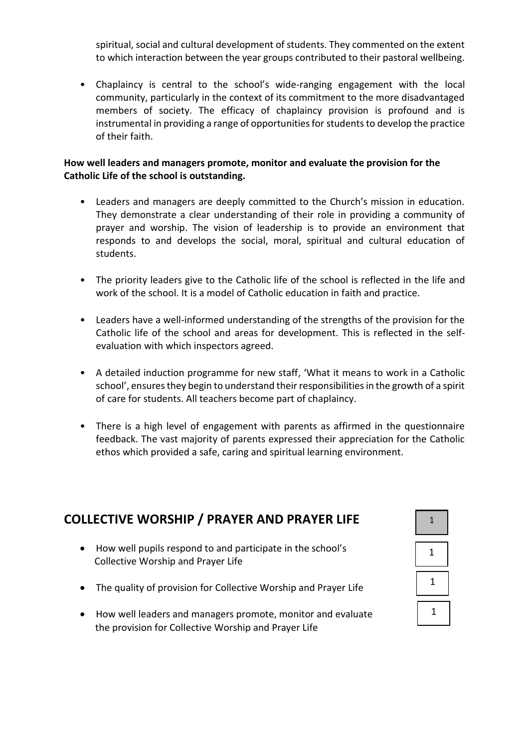spiritual, social and cultural development of students. They commented on the extent to which interaction between the year groups contributed to their pastoral wellbeing.

- Chaplaincy is central to the school's wide-ranging engagement with the local community, particularly in the context of its commitment to the more disadvantaged members of society. The efficacy of chaplaincy provision is profound and is instrumental in providing a range of opportunities for students to develop the practice of their faith.

**How well leaders and managers promote, monitor and evaluate the provision for the Catholic Life of the school is outstanding.**

- Leaders and managers are deeply committed to the Church's mission in education. They demonstrate a clear understanding of their role in providing a community of prayer and worship. The vision of leadership is to provide an environment that responds to and develops the social, moral, spiritual and cultural education of students.

- The priority leaders give to the Catholic life of the school is reflected in the life and work of the school. It is a model of Catholic education in faith and practice.

- Leaders have a well-informed understanding of the strengths of the provision for the Catholic life of the school and areas for development. This is reflected in the self-evaluation with which inspectors agreed.

- A detailed induction programme for new staff, 'What it means to work in a Catholic school', ensures they begin to understand their responsibilities in the growth of a spirit of care for students. All teachers become part of chaplaincy.

- There is a high level of engagement with parents as affirmed in the questionnaire feedback. The vast majority of parents expressed their appreciation for the Catholic ethos which provided a safe, caring and spiritual learning environment.

## COLLECTIVE WORSHIP / PRAYER AND PRAYER LIFE

| | |
|---|---|
| **COLLECTIVE WORSHIP / PRAYER AND PRAYER LIFE** | 1 |
| How well pupils respond to and participate in the school's Collective Worship and Prayer Life | 1 |
| The quality of provision for Collective Worship and Prayer Life | 1 |
| How well leaders and managers promote, monitor and evaluate the provision for Collective Worship and Prayer Life | 1 |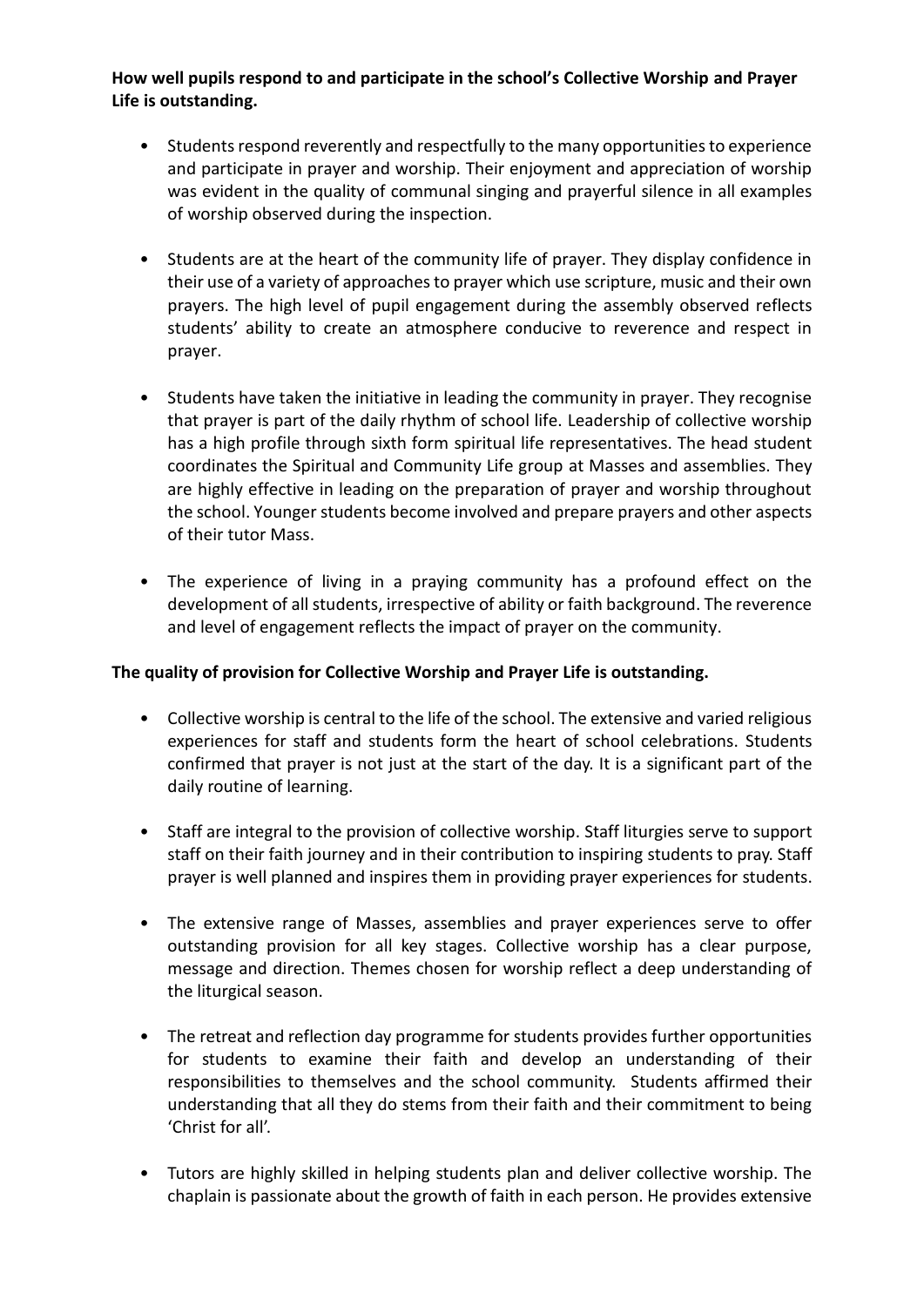**How well pupils respond to and participate in the school's Collective Worship and Prayer Life is outstanding.**

- Students respond reverently and respectfully to the many opportunities to experience and participate in prayer and worship. Their enjoyment and appreciation of worship was evident in the quality of communal singing and prayerful silence in all examples of worship observed during the inspection.

- Students are at the heart of the community life of prayer. They display confidence in their use of a variety of approaches to prayer which use scripture, music and their own prayers. The high level of pupil engagement during the assembly observed reflects students' ability to create an atmosphere conducive to reverence and respect in prayer.

- Students have taken the initiative in leading the community in prayer. They recognise that prayer is part of the daily rhythm of school life. Leadership of collective worship has a high profile through sixth form spiritual life representatives. The head student coordinates the Spiritual and Community Life group at Masses and assemblies. They are highly effective in leading on the preparation of prayer and worship throughout the school. Younger students become involved and prepare prayers and other aspects of their tutor Mass.

- The experience of living in a praying community has a profound effect on the development of all students, irrespective of ability or faith background. The reverence and level of engagement reflects the impact of prayer on the community.

**The quality of provision for Collective Worship and Prayer Life is outstanding.**

- Collective worship is central to the life of the school. The extensive and varied religious experiences for staff and students form the heart of school celebrations. Students confirmed that prayer is not just at the start of the day. It is a significant part of the daily routine of learning.

- Staff are integral to the provision of collective worship. Staff liturgies serve to support staff on their faith journey and in their contribution to inspiring students to pray. Staff prayer is well planned and inspires them in providing prayer experiences for students.

- The extensive range of Masses, assemblies and prayer experiences serve to offer outstanding provision for all key stages. Collective worship has a clear purpose, message and direction. Themes chosen for worship reflect a deep understanding of the liturgical season.

- The retreat and reflection day programme for students provides further opportunities for students to examine their faith and develop an understanding of their responsibilities to themselves and the school community. Students affirmed their understanding that all they do stems from their faith and their commitment to being 'Christ for all'.

- Tutors are highly skilled in helping students plan and deliver collective worship. The chaplain is passionate about the growth of faith in each person. He provides extensive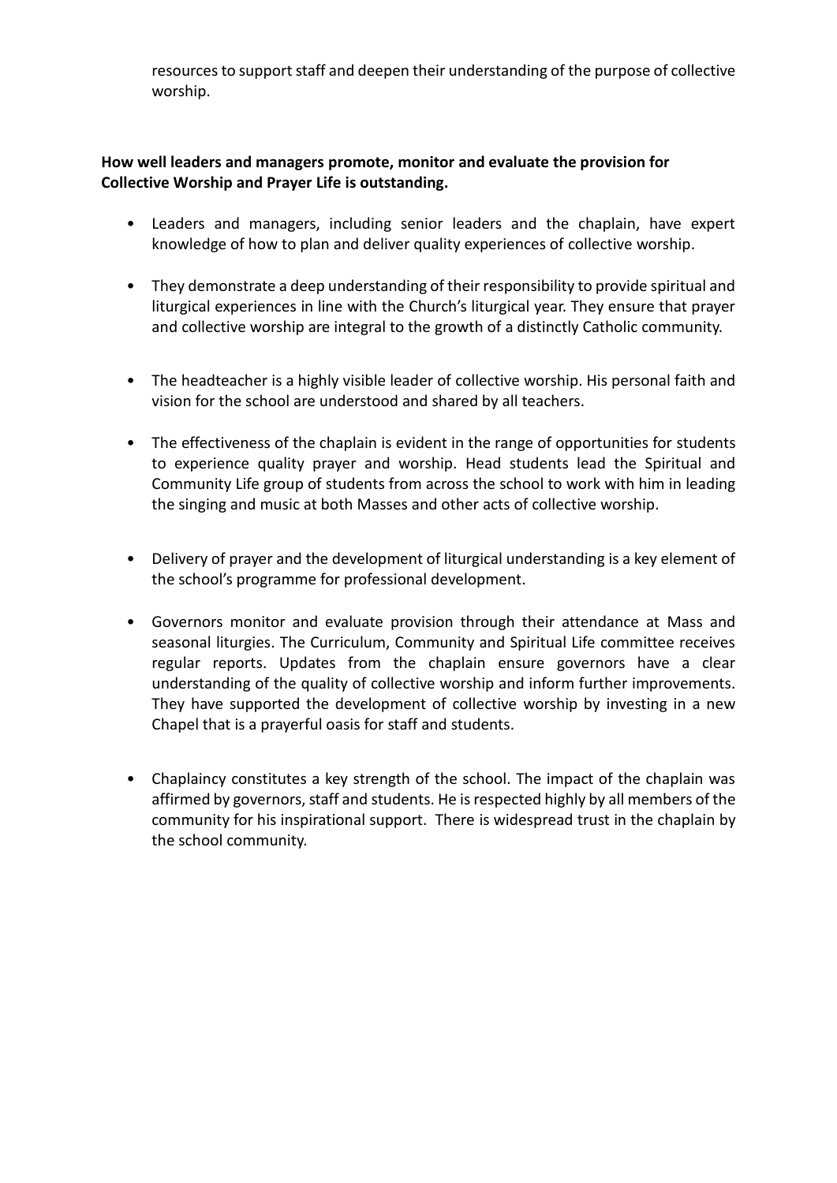resources to support staff and deepen their understanding of the purpose of collective worship.

**How well leaders and managers promote, monitor and evaluate the provision for Collective Worship and Prayer Life is outstanding.**

- Leaders and managers, including senior leaders and the chaplain, have expert knowledge of how to plan and deliver quality experiences of collective worship.

- They demonstrate a deep understanding of their responsibility to provide spiritual and liturgical experiences in line with the Church's liturgical year. They ensure that prayer and collective worship are integral to the growth of a distinctly Catholic community.

- The headteacher is a highly visible leader of collective worship. His personal faith and vision for the school are understood and shared by all teachers.

- The effectiveness of the chaplain is evident in the range of opportunities for students to experience quality prayer and worship. Head students lead the Spiritual and Community Life group of students from across the school to work with him in leading the singing and music at both Masses and other acts of collective worship.

- Delivery of prayer and the development of liturgical understanding is a key element of the school's programme for professional development.

- Governors monitor and evaluate provision through their attendance at Mass and seasonal liturgies. The Curriculum, Community and Spiritual Life committee receives regular reports. Updates from the chaplain ensure governors have a clear understanding of the quality of collective worship and inform further improvements. They have supported the development of collective worship by investing in a new Chapel that is a prayerful oasis for staff and students.

- Chaplaincy constitutes a key strength of the school. The impact of the chaplain was affirmed by governors, staff and students. He is respected highly by all members of the community for his inspirational support. There is widespread trust in the chaplain by the school community.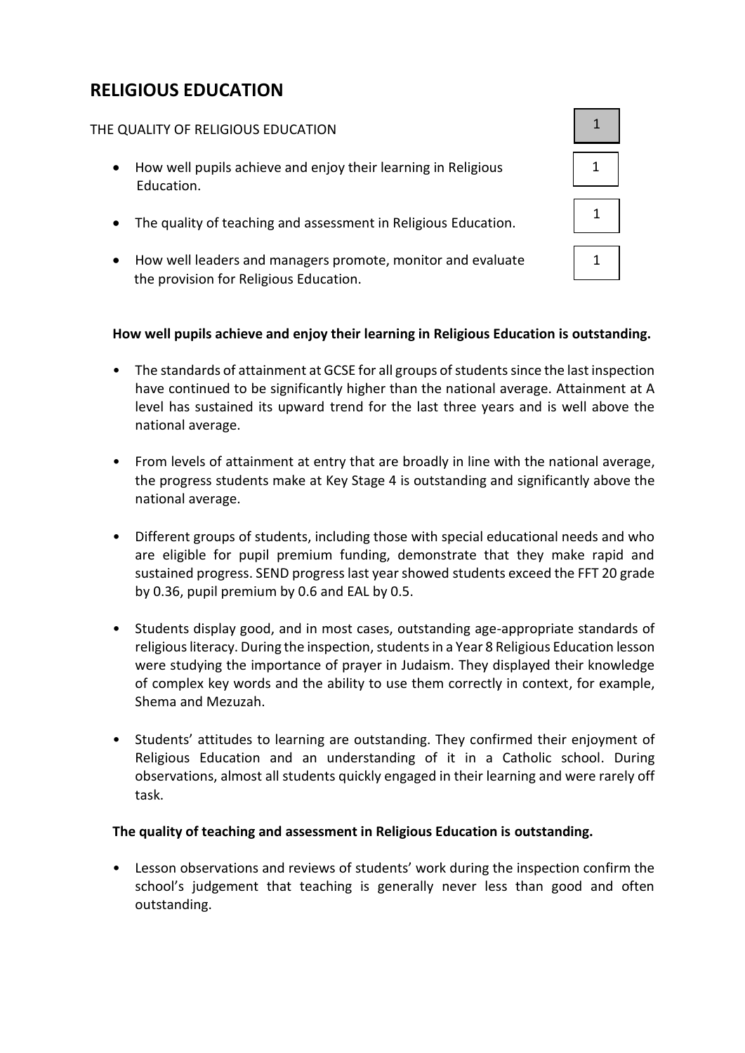# RELIGIOUS EDUCATION

| THE QUALITY OF RELIGIOUS EDUCATION | 1 |
|---|---|
| • How well pupils achieve and enjoy their learning in Religious Education. | 1 |
| • The quality of teaching and assessment in Religious Education. | 1 |
| • How well leaders and managers promote, monitor and evaluate the provision for Religious Education. | 1 |

**How well pupils achieve and enjoy their learning in Religious Education is outstanding.**

- The standards of attainment at GCSE for all groups of students since the last inspection have continued to be significantly higher than the national average. Attainment at A level has sustained its upward trend for the last three years and is well above the national average.

- From levels of attainment at entry that are broadly in line with the national average, the progress students make at Key Stage 4 is outstanding and significantly above the national average.

- Different groups of students, including those with special educational needs and who are eligible for pupil premium funding, demonstrate that they make rapid and sustained progress. SEND progress last year showed students exceed the FFT 20 grade by 0.36, pupil premium by 0.6 and EAL by 0.5.

- Students display good, and in most cases, outstanding age-appropriate standards of religious literacy. During the inspection, students in a Year 8 Religious Education lesson were studying the importance of prayer in Judaism. They displayed their knowledge of complex key words and the ability to use them correctly in context, for example, Shema and Mezuzah.

- Students' attitudes to learning are outstanding. They confirmed their enjoyment of Religious Education and an understanding of it in a Catholic school. During observations, almost all students quickly engaged in their learning and were rarely off task.

**The quality of teaching and assessment in Religious Education is outstanding.**

- Lesson observations and reviews of students' work during the inspection confirm the school's judgement that teaching is generally never less than good and often outstanding.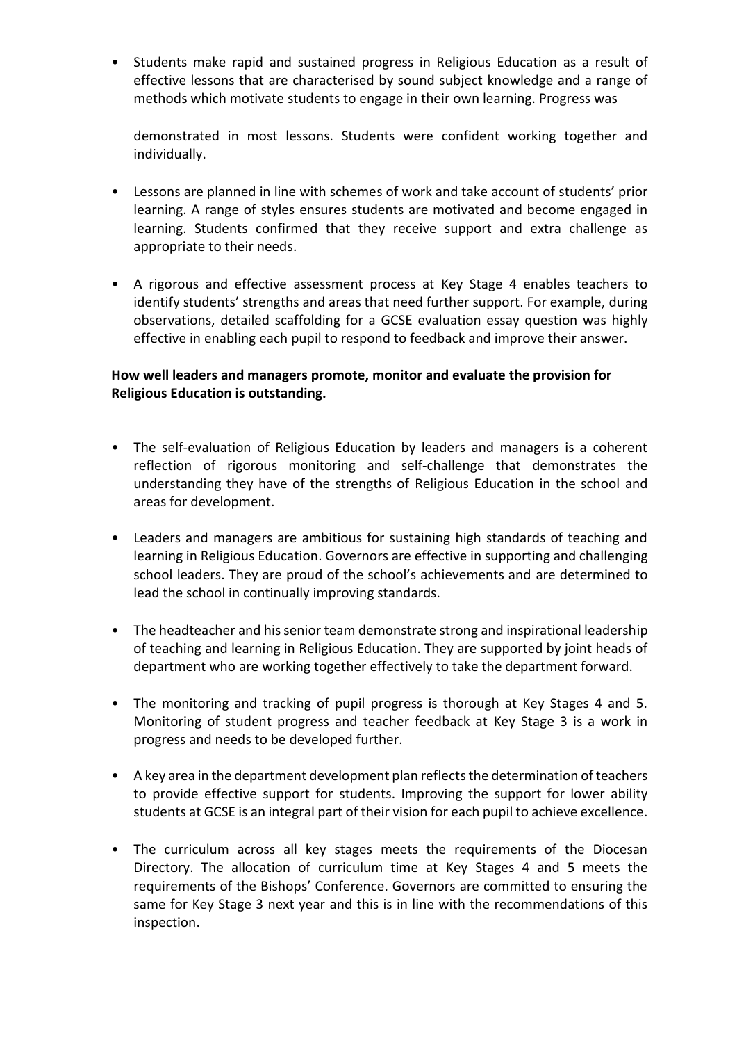- Students make rapid and sustained progress in Religious Education as a result of effective lessons that are characterised by sound subject knowledge and a range of methods which motivate students to engage in their own learning. Progress was

  demonstrated in most lessons. Students were confident working together and individually.

- Lessons are planned in line with schemes of work and take account of students' prior learning. A range of styles ensures students are motivated and become engaged in learning. Students confirmed that they receive support and extra challenge as appropriate to their needs.

- A rigorous and effective assessment process at Key Stage 4 enables teachers to identify students' strengths and areas that need further support. For example, during observations, detailed scaffolding for a GCSE evaluation essay question was highly effective in enabling each pupil to respond to feedback and improve their answer.

**How well leaders and managers promote, monitor and evaluate the provision for Religious Education is outstanding.**

- The self-evaluation of Religious Education by leaders and managers is a coherent reflection of rigorous monitoring and self-challenge that demonstrates the understanding they have of the strengths of Religious Education in the school and areas for development.

- Leaders and managers are ambitious for sustaining high standards of teaching and learning in Religious Education. Governors are effective in supporting and challenging school leaders. They are proud of the school's achievements and are determined to lead the school in continually improving standards.

- The headteacher and his senior team demonstrate strong and inspirational leadership of teaching and learning in Religious Education. They are supported by joint heads of department who are working together effectively to take the department forward.

- The monitoring and tracking of pupil progress is thorough at Key Stages 4 and 5. Monitoring of student progress and teacher feedback at Key Stage 3 is a work in progress and needs to be developed further.

- A key area in the department development plan reflects the determination of teachers to provide effective support for students. Improving the support for lower ability students at GCSE is an integral part of their vision for each pupil to achieve excellence.

- The curriculum across all key stages meets the requirements of the Diocesan Directory. The allocation of curriculum time at Key Stages 4 and 5 meets the requirements of the Bishops' Conference. Governors are committed to ensuring the same for Key Stage 3 next year and this is in line with the recommendations of this inspection.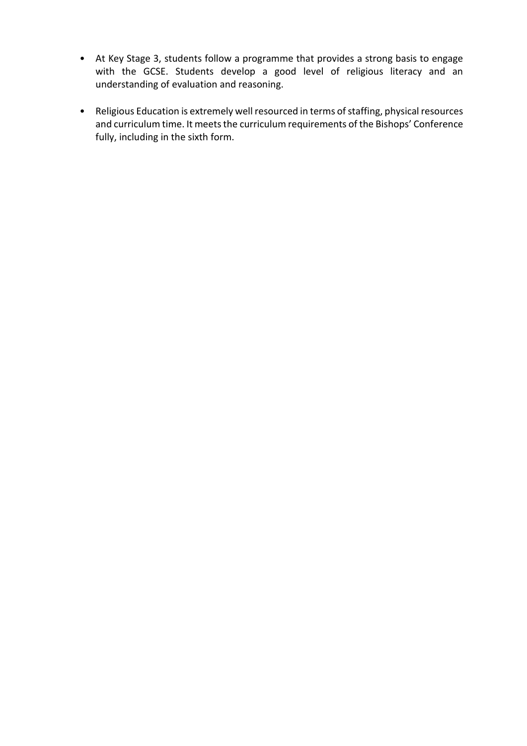- At Key Stage 3, students follow a programme that provides a strong basis to engage with the GCSE. Students develop a good level of religious literacy and an understanding of evaluation and reasoning.

- Religious Education is extremely well resourced in terms of staffing, physical resources and curriculum time. It meets the curriculum requirements of the Bishops' Conference fully, including in the sixth form.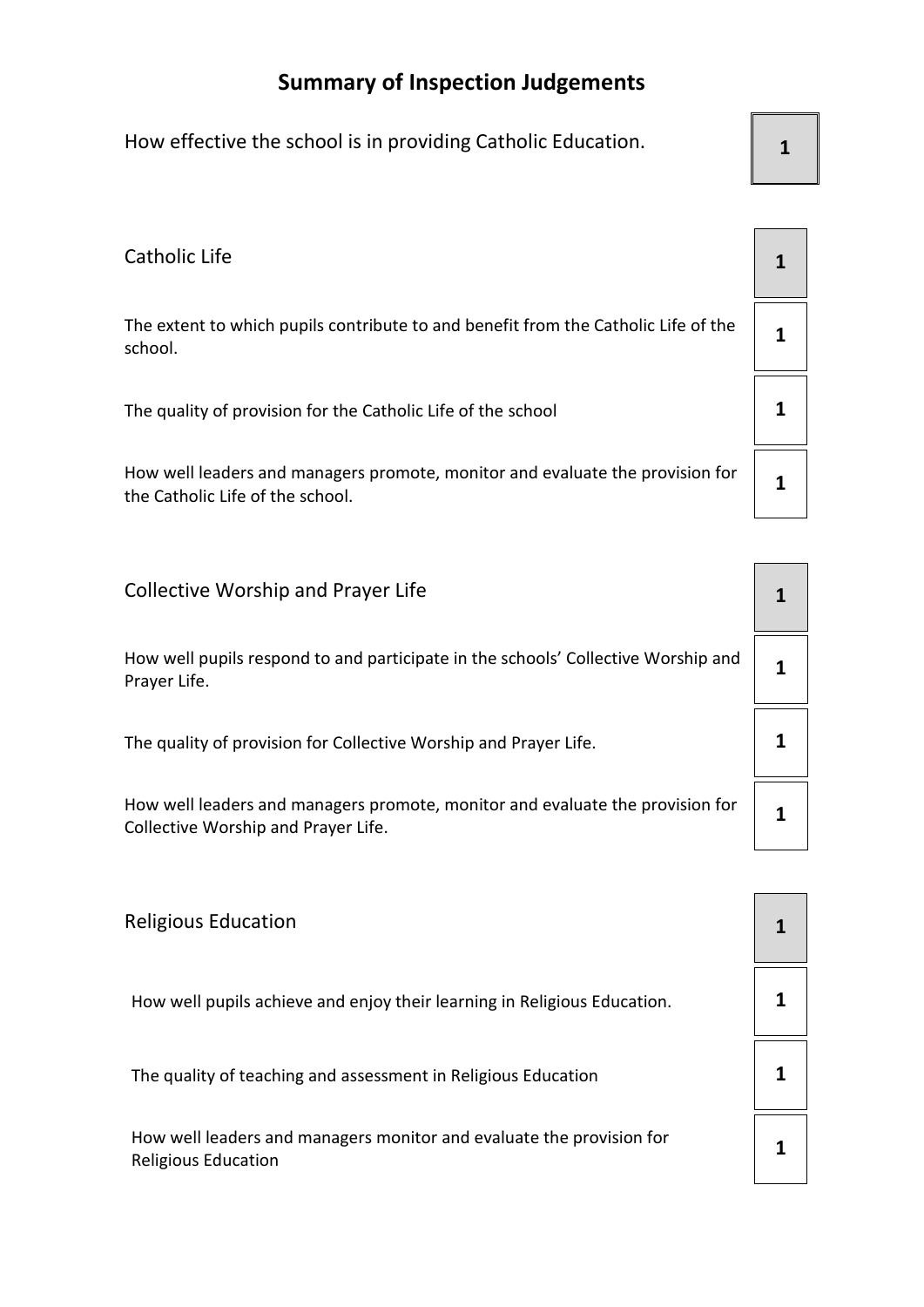# Summary of Inspection Judgements

| | |
|---|---|
| How effective the school is in providing Catholic Education. | **1** |
| | |
| Catholic Life | **1** |
| The extent to which pupils contribute to and benefit from the Catholic Life of the school. | **1** |
| The quality of provision for the Catholic Life of the school | **1** |
| How well leaders and managers promote, monitor and evaluate the provision for the Catholic Life of the school. | **1** |
| | |
| Collective Worship and Prayer Life | **1** |
| How well pupils respond to and participate in the schools' Collective Worship and Prayer Life. | **1** |
| The quality of provision for Collective Worship and Prayer Life. | **1** |
| How well leaders and managers promote, monitor and evaluate the provision for Collective Worship and Prayer Life. | **1** |
| | |
| Religious Education | **1** |
| How well pupils achieve and enjoy their learning in Religious Education. | **1** |
| The quality of teaching and assessment in Religious Education | **1** |
| How well leaders and managers monitor and evaluate the provision for Religious Education | **1** |